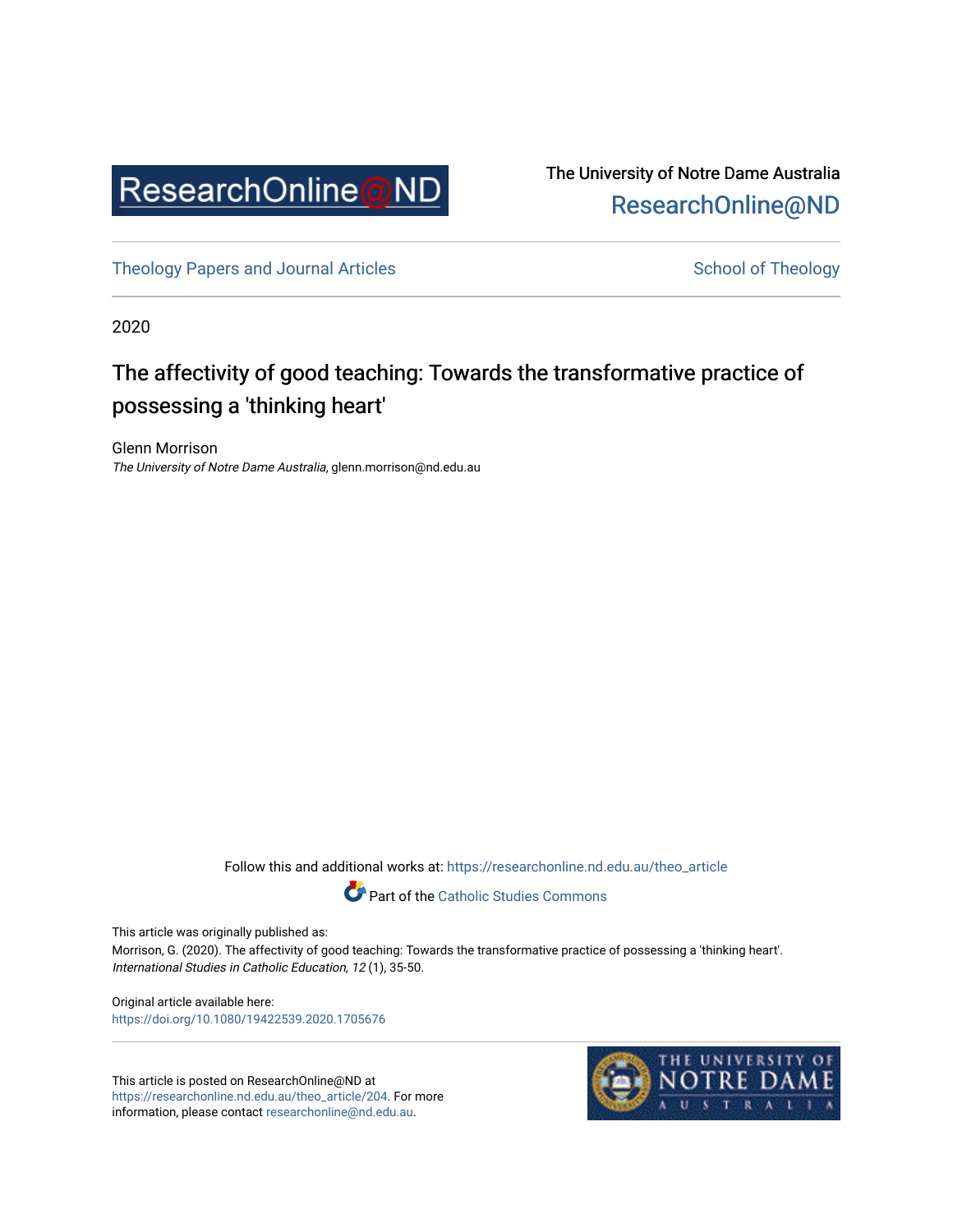ResearchOnline@ND

The University of Notre Dame Australia
ResearchOnline@ND

Theology Papers and Journal Articles | School of Theology

2020

# The affectivity of good teaching: Towards the transformative practice of possessing a 'thinking heart'

Glenn Morrison
*The University of Notre Dame Australia*, glenn.morrison@nd.edu.au

Follow this and additional works at: https://researchonline.nd.edu.au/theo_article

Part of the Catholic Studies Commons

This article was originally published as:
Morrison, G. (2020). The affectivity of good teaching: Towards the transformative practice of possessing a 'thinking heart'. *International Studies in Catholic Education, 12* (1), 35-50.

Original article available here:
https://doi.org/10.1080/19422539.2020.1705676

This article is posted on ResearchOnline@ND at https://researchonline.nd.edu.au/theo_article/204. For more information, please contact researchonline@nd.edu.au.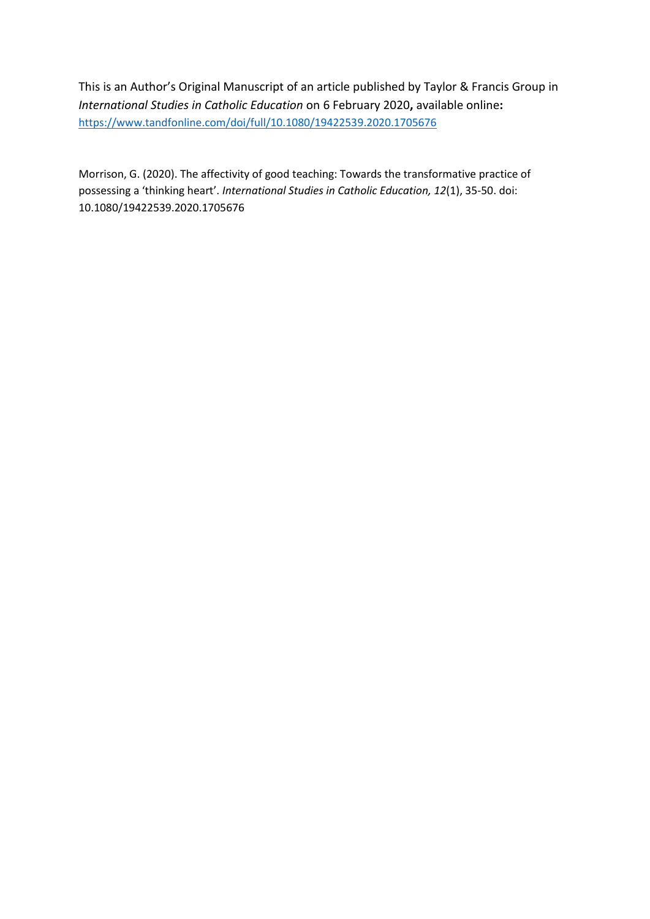This is an Author's Original Manuscript of an article published by Taylor & Francis Group in *International Studies in Catholic Education* on 6 February 2020**,** available online**:** [https://www.tandfonline.com/doi/full/10.1080/19422539.2020.1705676](https://www.tandfonline.com/doi/full/10.1080/19422539.2020.1705676)

Morrison, G. (2020). The affectivity of good teaching: Towards the transformative practice of possessing a 'thinking heart'. *International Studies in Catholic Education, 12*(1), 35-50. doi: 10.1080/19422539.2020.1705676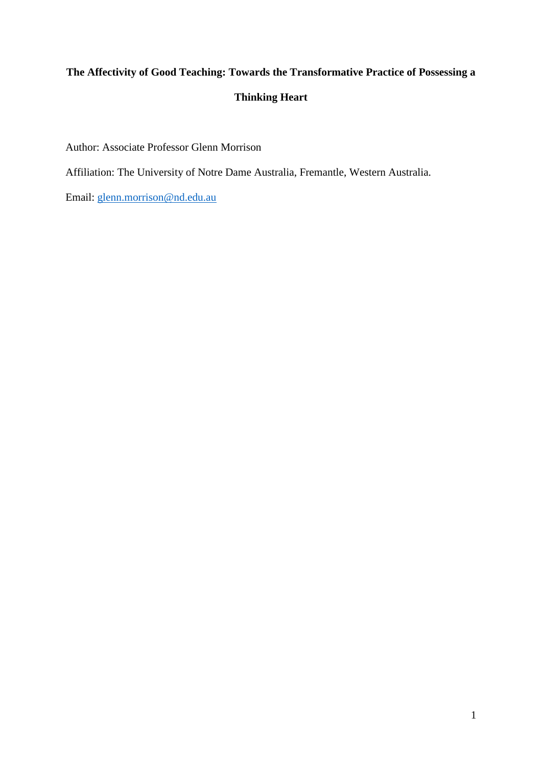# The Affectivity of Good Teaching: Towards the Transformative Practice of Possessing a Thinking Heart

Author: Associate Professor Glenn Morrison

Affiliation: The University of Notre Dame Australia, Fremantle, Western Australia.

Email: glenn.morrison@nd.edu.au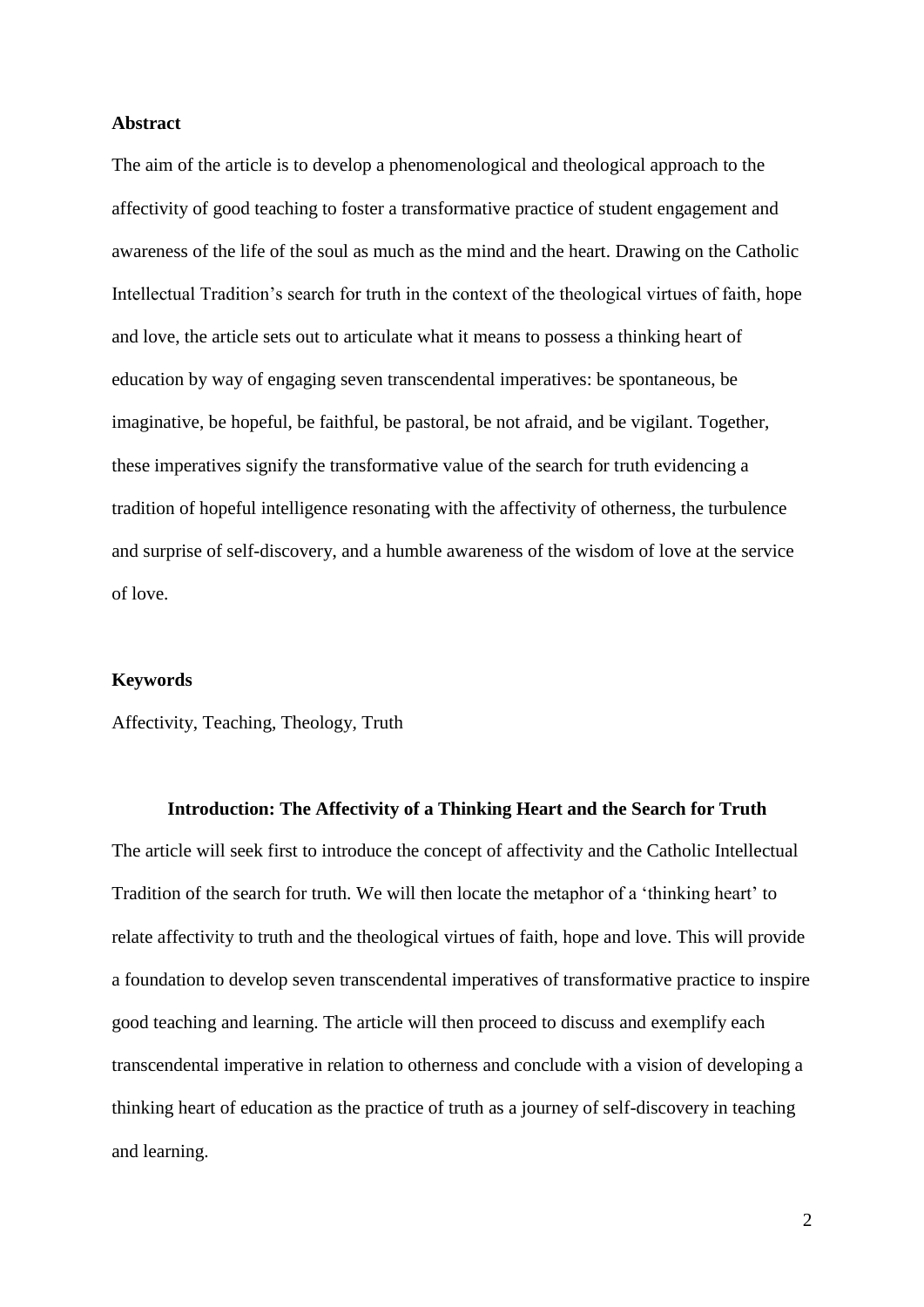**Abstract**

The aim of the article is to develop a phenomenological and theological approach to the affectivity of good teaching to foster a transformative practice of student engagement and awareness of the life of the soul as much as the mind and the heart. Drawing on the Catholic Intellectual Tradition's search for truth in the context of the theological virtues of faith, hope and love, the article sets out to articulate what it means to possess a thinking heart of education by way of engaging seven transcendental imperatives: be spontaneous, be imaginative, be hopeful, be faithful, be pastoral, be not afraid, and be vigilant. Together, these imperatives signify the transformative value of the search for truth evidencing a tradition of hopeful intelligence resonating with the affectivity of otherness, the turbulence and surprise of self-discovery, and a humble awareness of the wisdom of love at the service of love.

**Keywords**

Affectivity, Teaching, Theology, Truth

## Introduction: The Affectivity of a Thinking Heart and the Search for Truth

The article will seek first to introduce the concept of affectivity and the Catholic Intellectual Tradition of the search for truth. We will then locate the metaphor of a 'thinking heart' to relate affectivity to truth and the theological virtues of faith, hope and love. This will provide a foundation to develop seven transcendental imperatives of transformative practice to inspire good teaching and learning. The article will then proceed to discuss and exemplify each transcendental imperative in relation to otherness and conclude with a vision of developing a thinking heart of education as the practice of truth as a journey of self-discovery in teaching and learning.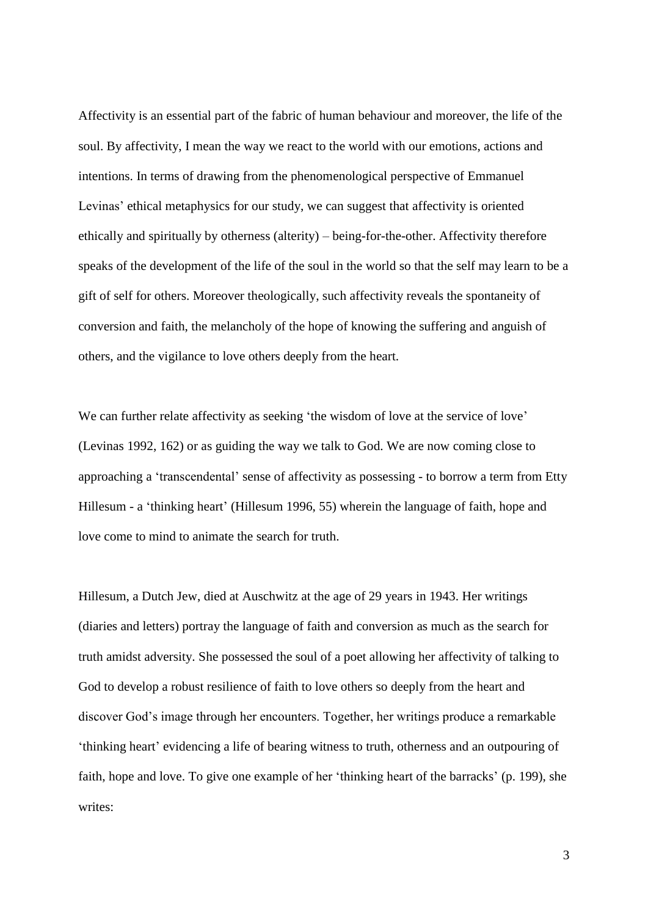Affectivity is an essential part of the fabric of human behaviour and moreover, the life of the soul. By affectivity, I mean the way we react to the world with our emotions, actions and intentions. In terms of drawing from the phenomenological perspective of Emmanuel Levinas' ethical metaphysics for our study, we can suggest that affectivity is oriented ethically and spiritually by otherness (alterity) – being-for-the-other. Affectivity therefore speaks of the development of the life of the soul in the world so that the self may learn to be a gift of self for others. Moreover theologically, such affectivity reveals the spontaneity of conversion and faith, the melancholy of the hope of knowing the suffering and anguish of others, and the vigilance to love others deeply from the heart.

We can further relate affectivity as seeking 'the wisdom of love at the service of love' (Levinas 1992, 162) or as guiding the way we talk to God. We are now coming close to approaching a 'transcendental' sense of affectivity as possessing - to borrow a term from Etty Hillesum - a 'thinking heart' (Hillesum 1996, 55) wherein the language of faith, hope and love come to mind to animate the search for truth.

Hillesum, a Dutch Jew, died at Auschwitz at the age of 29 years in 1943. Her writings (diaries and letters) portray the language of faith and conversion as much as the search for truth amidst adversity. She possessed the soul of a poet allowing her affectivity of talking to God to develop a robust resilience of faith to love others so deeply from the heart and discover God's image through her encounters. Together, her writings produce a remarkable 'thinking heart' evidencing a life of bearing witness to truth, otherness and an outpouring of faith, hope and love. To give one example of her 'thinking heart of the barracks' (p. 199), she writes: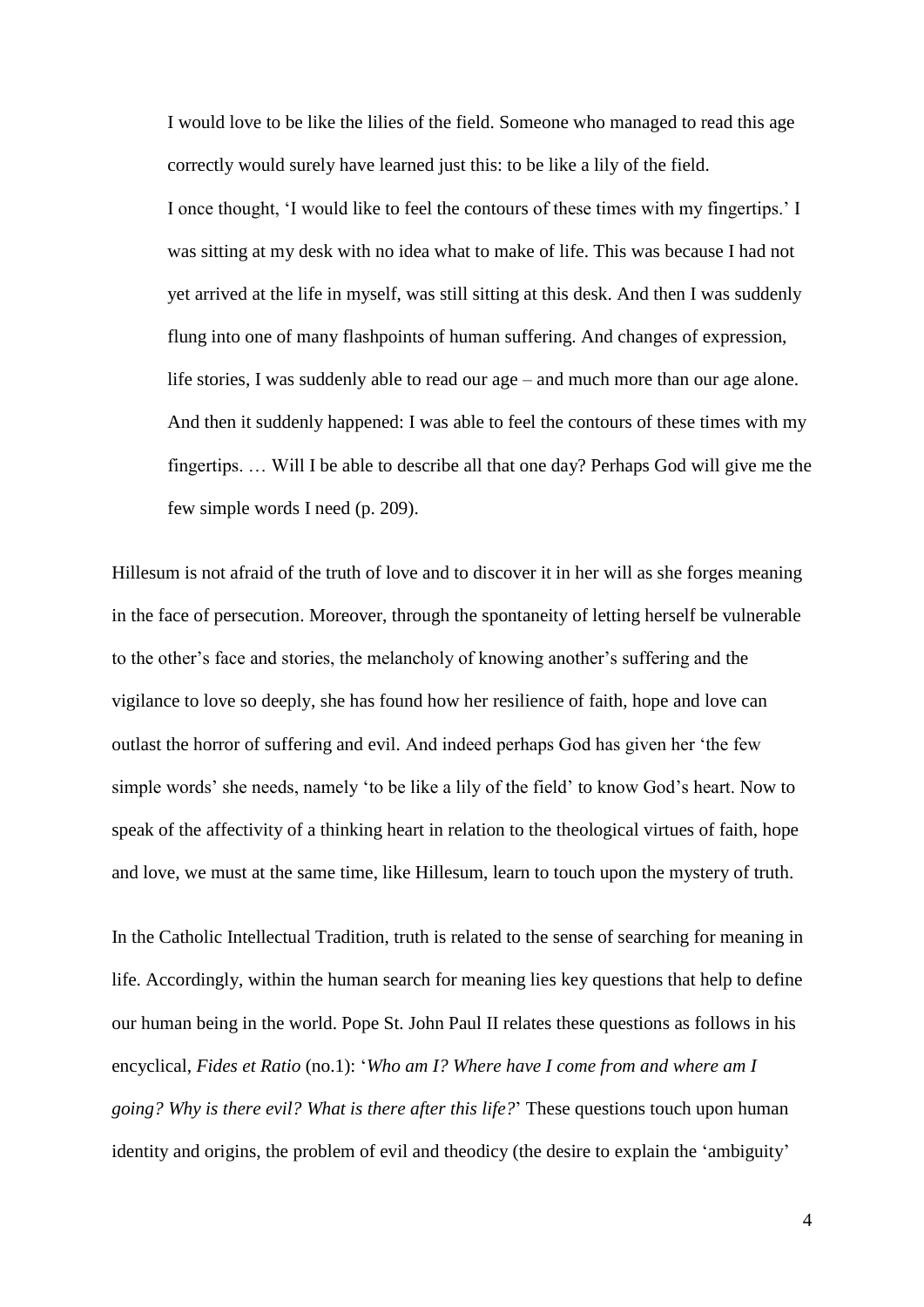> I would love to be like the lilies of the field. Someone who managed to read this age correctly would surely have learned just this: to be like a lily of the field.
> 
> I once thought, 'I would like to feel the contours of these times with my fingertips.' I was sitting at my desk with no idea what to make of life. This was because I had not yet arrived at the life in myself, was still sitting at this desk. And then I was suddenly flung into one of many flashpoints of human suffering. And changes of expression, life stories, I was suddenly able to read our age – and much more than our age alone. And then it suddenly happened: I was able to feel the contours of these times with my fingertips. … Will I be able to describe all that one day? Perhaps God will give me the few simple words I need (p. 209).

Hillesum is not afraid of the truth of love and to discover it in her will as she forges meaning in the face of persecution. Moreover, through the spontaneity of letting herself be vulnerable to the other's face and stories, the melancholy of knowing another's suffering and the vigilance to love so deeply, she has found how her resilience of faith, hope and love can outlast the horror of suffering and evil. And indeed perhaps God has given her 'the few simple words' she needs, namely 'to be like a lily of the field' to know God's heart. Now to speak of the affectivity of a thinking heart in relation to the theological virtues of faith, hope and love, we must at the same time, like Hillesum, learn to touch upon the mystery of truth.

In the Catholic Intellectual Tradition, truth is related to the sense of searching for meaning in life. Accordingly, within the human search for meaning lies key questions that help to define our human being in the world. Pope St. John Paul II relates these questions as follows in his encyclical, *Fides et Ratio* (no.1): '*Who am I? Where have I come from and where am I going? Why is there evil? What is there after this life?*' These questions touch upon human identity and origins, the problem of evil and theodicy (the desire to explain the 'ambiguity'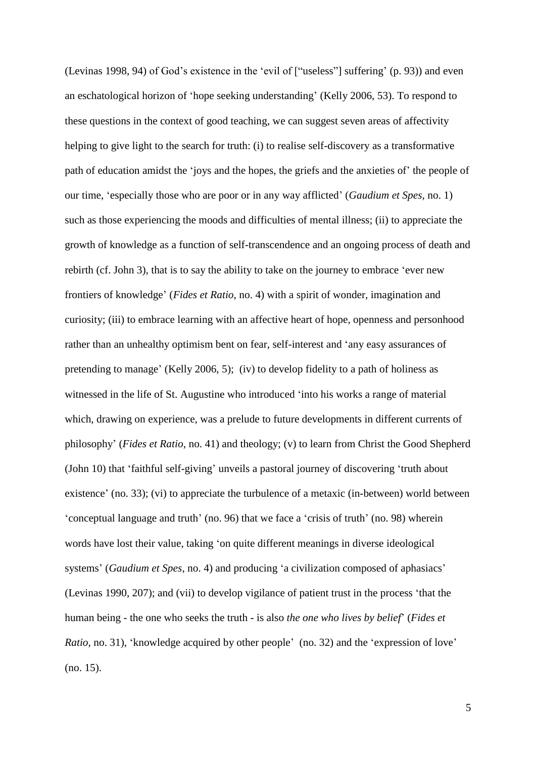(Levinas 1998, 94) of God's existence in the 'evil of ["useless"] suffering' (p. 93)) and even an eschatological horizon of 'hope seeking understanding' (Kelly 2006, 53). To respond to these questions in the context of good teaching, we can suggest seven areas of affectivity helping to give light to the search for truth: (i) to realise self-discovery as a transformative path of education amidst the 'joys and the hopes, the griefs and the anxieties of' the people of our time, 'especially those who are poor or in any way afflicted' (*Gaudium et Spes*, no. 1) such as those experiencing the moods and difficulties of mental illness; (ii) to appreciate the growth of knowledge as a function of self-transcendence and an ongoing process of death and rebirth (cf. John 3), that is to say the ability to take on the journey to embrace 'ever new frontiers of knowledge' (*Fides et Ratio*, no. 4) with a spirit of wonder, imagination and curiosity; (iii) to embrace learning with an affective heart of hope, openness and personhood rather than an unhealthy optimism bent on fear, self-interest and 'any easy assurances of pretending to manage' (Kelly 2006, 5); (iv) to develop fidelity to a path of holiness as witnessed in the life of St. Augustine who introduced 'into his works a range of material which, drawing on experience, was a prelude to future developments in different currents of philosophy' (*Fides et Ratio*, no. 41) and theology; (v) to learn from Christ the Good Shepherd (John 10) that 'faithful self-giving' unveils a pastoral journey of discovering 'truth about existence' (no. 33); (vi) to appreciate the turbulence of a metaxic (in-between) world between 'conceptual language and truth' (no. 96) that we face a 'crisis of truth' (no. 98) wherein words have lost their value, taking 'on quite different meanings in diverse ideological systems' (*Gaudium et Spes*, no. 4) and producing 'a civilization composed of aphasiacs' (Levinas 1990, 207); and (vii) to develop vigilance of patient trust in the process 'that the human being - the one who seeks the truth - is also *the one who lives by belief*' (*Fides et Ratio*, no. 31), 'knowledge acquired by other people' (no. 32) and the 'expression of love' (no. 15).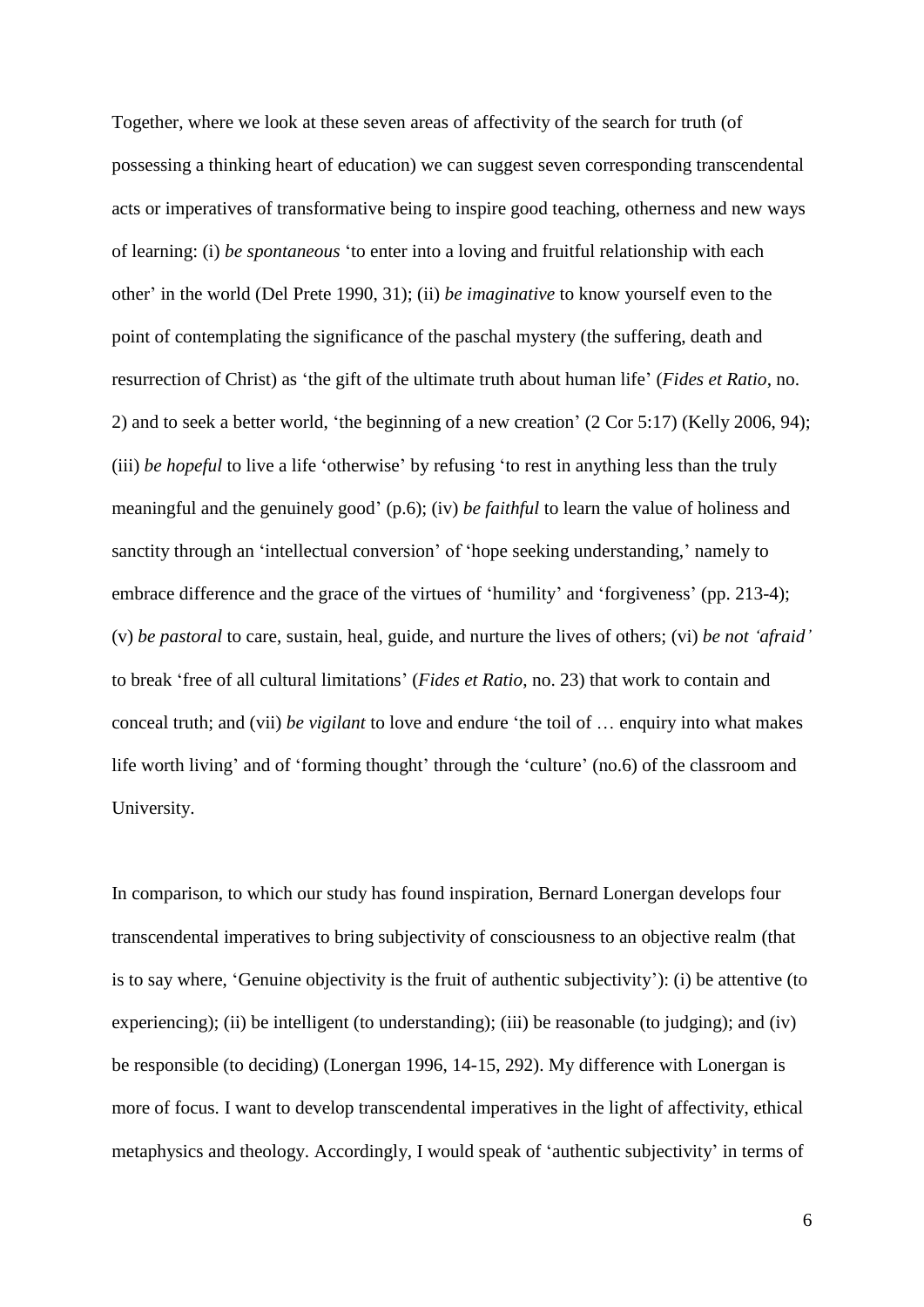Together, where we look at these seven areas of affectivity of the search for truth (of possessing a thinking heart of education) we can suggest seven corresponding transcendental acts or imperatives of transformative being to inspire good teaching, otherness and new ways of learning: (i) *be spontaneous* 'to enter into a loving and fruitful relationship with each other' in the world (Del Prete 1990, 31); (ii) *be imaginative* to know yourself even to the point of contemplating the significance of the paschal mystery (the suffering, death and resurrection of Christ) as 'the gift of the ultimate truth about human life' (*Fides et Ratio*, no. 2) and to seek a better world, 'the beginning of a new creation' (2 Cor 5:17) (Kelly 2006, 94); (iii) *be hopeful* to live a life 'otherwise' by refusing 'to rest in anything less than the truly meaningful and the genuinely good' (p.6); (iv) *be faithful* to learn the value of holiness and sanctity through an 'intellectual conversion' of 'hope seeking understanding,' namely to embrace difference and the grace of the virtues of 'humility' and 'forgiveness' (pp. 213-4); (v) *be pastoral* to care, sustain, heal, guide, and nurture the lives of others; (vi) *be not 'afraid'* to break 'free of all cultural limitations' (*Fides et Ratio*, no. 23) that work to contain and conceal truth; and (vii) *be vigilant* to love and endure 'the toil of … enquiry into what makes life worth living' and of 'forming thought' through the 'culture' (no.6) of the classroom and University.

In comparison, to which our study has found inspiration, Bernard Lonergan develops four transcendental imperatives to bring subjectivity of consciousness to an objective realm (that is to say where, 'Genuine objectivity is the fruit of authentic subjectivity'): (i) be attentive (to experiencing); (ii) be intelligent (to understanding); (iii) be reasonable (to judging); and (iv) be responsible (to deciding) (Lonergan 1996, 14-15, 292). My difference with Lonergan is more of focus. I want to develop transcendental imperatives in the light of affectivity, ethical metaphysics and theology. Accordingly, I would speak of 'authentic subjectivity' in terms of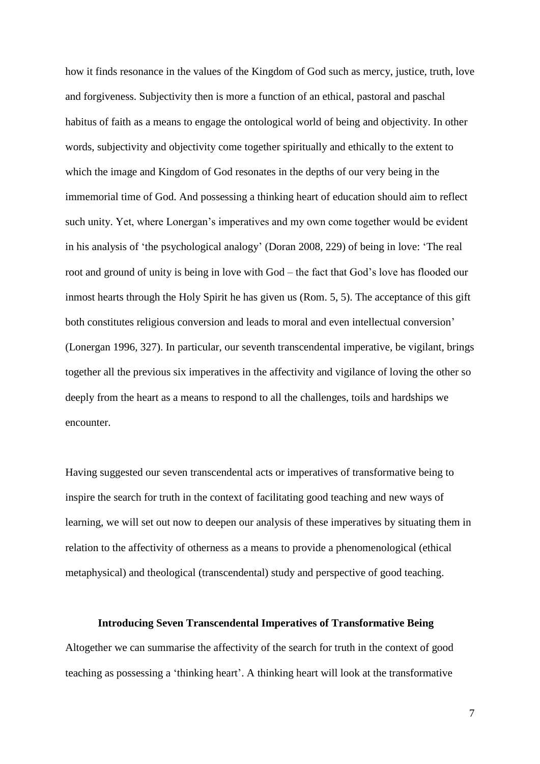how it finds resonance in the values of the Kingdom of God such as mercy, justice, truth, love and forgiveness. Subjectivity then is more a function of an ethical, pastoral and paschal habitus of faith as a means to engage the ontological world of being and objectivity. In other words, subjectivity and objectivity come together spiritually and ethically to the extent to which the image and Kingdom of God resonates in the depths of our very being in the immemorial time of God. And possessing a thinking heart of education should aim to reflect such unity. Yet, where Lonergan's imperatives and my own come together would be evident in his analysis of 'the psychological analogy' (Doran 2008, 229) of being in love: 'The real root and ground of unity is being in love with God – the fact that God's love has flooded our inmost hearts through the Holy Spirit he has given us (Rom. 5, 5). The acceptance of this gift both constitutes religious conversion and leads to moral and even intellectual conversion' (Lonergan 1996, 327). In particular, our seventh transcendental imperative, be vigilant, brings together all the previous six imperatives in the affectivity and vigilance of loving the other so deeply from the heart as a means to respond to all the challenges, toils and hardships we encounter.

Having suggested our seven transcendental acts or imperatives of transformative being to inspire the search for truth in the context of facilitating good teaching and new ways of learning, we will set out now to deepen our analysis of these imperatives by situating them in relation to the affectivity of otherness as a means to provide a phenomenological (ethical metaphysical) and theological (transcendental) study and perspective of good teaching.

## Introducing Seven Transcendental Imperatives of Transformative Being

Altogether we can summarise the affectivity of the search for truth in the context of good teaching as possessing a 'thinking heart'. A thinking heart will look at the transformative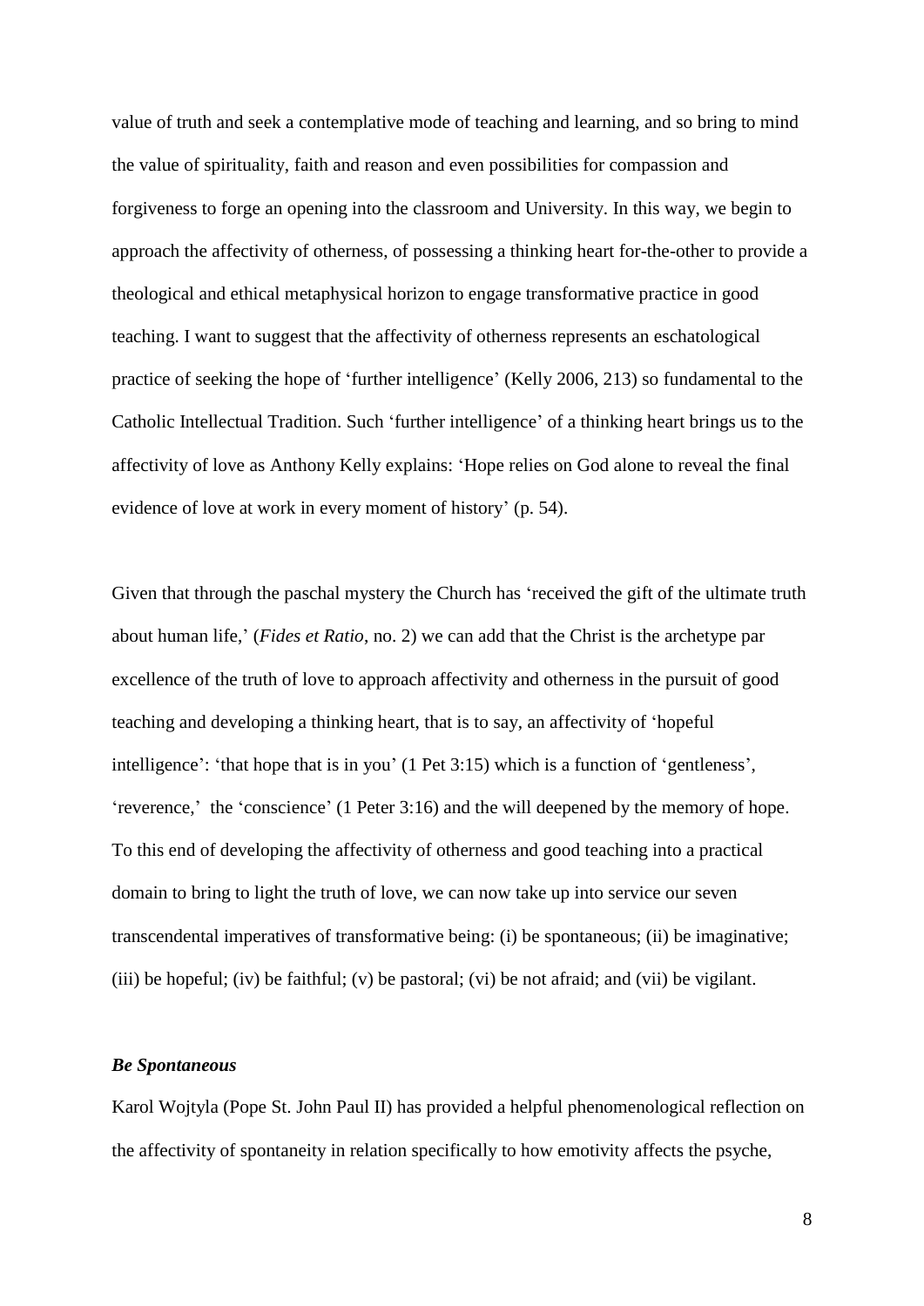value of truth and seek a contemplative mode of teaching and learning, and so bring to mind the value of spirituality, faith and reason and even possibilities for compassion and forgiveness to forge an opening into the classroom and University. In this way, we begin to approach the affectivity of otherness, of possessing a thinking heart for-the-other to provide a theological and ethical metaphysical horizon to engage transformative practice in good teaching. I want to suggest that the affectivity of otherness represents an eschatological practice of seeking the hope of 'further intelligence' (Kelly 2006, 213) so fundamental to the Catholic Intellectual Tradition. Such 'further intelligence' of a thinking heart brings us to the affectivity of love as Anthony Kelly explains: 'Hope relies on God alone to reveal the final evidence of love at work in every moment of history' (p. 54).

Given that through the paschal mystery the Church has 'received the gift of the ultimate truth about human life,' (*Fides et Ratio*, no. 2) we can add that the Christ is the archetype par excellence of the truth of love to approach affectivity and otherness in the pursuit of good teaching and developing a thinking heart, that is to say, an affectivity of 'hopeful intelligence': 'that hope that is in you' (1 Pet 3:15) which is a function of 'gentleness', 'reverence,' the 'conscience' (1 Peter 3:16) and the will deepened by the memory of hope. To this end of developing the affectivity of otherness and good teaching into a practical domain to bring to light the truth of love, we can now take up into service our seven transcendental imperatives of transformative being: (i) be spontaneous; (ii) be imaginative; (iii) be hopeful; (iv) be faithful; (v) be pastoral; (vi) be not afraid; and (vii) be vigilant.

### *Be Spontaneous*

Karol Wojtyla (Pope St. John Paul II) has provided a helpful phenomenological reflection on the affectivity of spontaneity in relation specifically to how emotivity affects the psyche,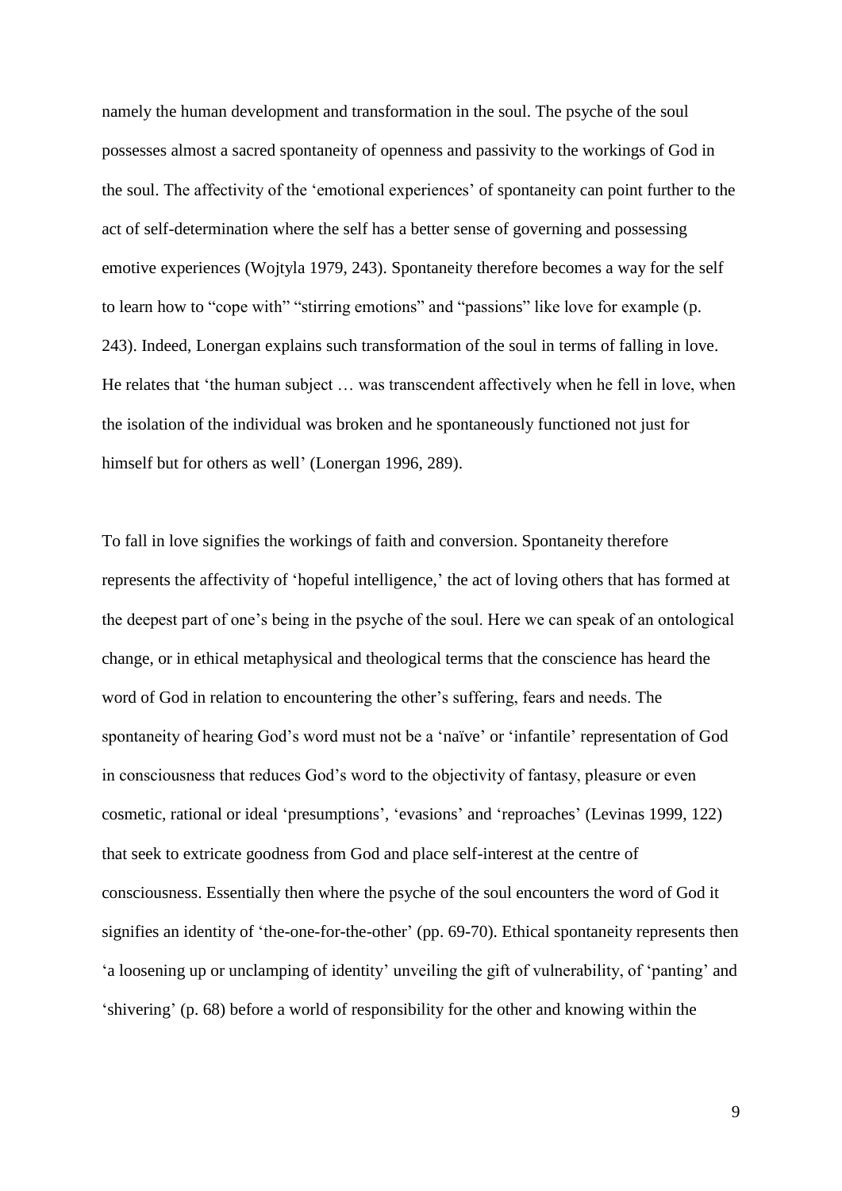namely the human development and transformation in the soul. The psyche of the soul possesses almost a sacred spontaneity of openness and passivity to the workings of God in the soul. The affectivity of the 'emotional experiences' of spontaneity can point further to the act of self-determination where the self has a better sense of governing and possessing emotive experiences (Wojtyla 1979, 243). Spontaneity therefore becomes a way for the self to learn how to "cope with" "stirring emotions" and "passions" like love for example (p. 243). Indeed, Lonergan explains such transformation of the soul in terms of falling in love. He relates that 'the human subject … was transcendent affectively when he fell in love, when the isolation of the individual was broken and he spontaneously functioned not just for himself but for others as well' (Lonergan 1996, 289).

To fall in love signifies the workings of faith and conversion. Spontaneity therefore represents the affectivity of 'hopeful intelligence,' the act of loving others that has formed at the deepest part of one's being in the psyche of the soul. Here we can speak of an ontological change, or in ethical metaphysical and theological terms that the conscience has heard the word of God in relation to encountering the other's suffering, fears and needs. The spontaneity of hearing God's word must not be a 'naïve' or 'infantile' representation of God in consciousness that reduces God's word to the objectivity of fantasy, pleasure or even cosmetic, rational or ideal 'presumptions', 'evasions' and 'reproaches' (Levinas 1999, 122) that seek to extricate goodness from God and place self-interest at the centre of consciousness. Essentially then where the psyche of the soul encounters the word of God it signifies an identity of 'the-one-for-the-other' (pp. 69-70). Ethical spontaneity represents then 'a loosening up or unclamping of identity' unveiling the gift of vulnerability, of 'panting' and 'shivering' (p. 68) before a world of responsibility for the other and knowing within the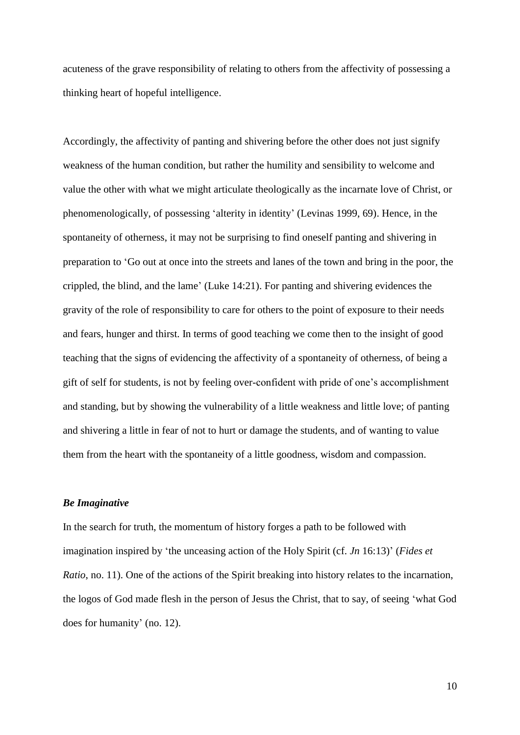acuteness of the grave responsibility of relating to others from the affectivity of possessing a thinking heart of hopeful intelligence.

Accordingly, the affectivity of panting and shivering before the other does not just signify weakness of the human condition, but rather the humility and sensibility to welcome and value the other with what we might articulate theologically as the incarnate love of Christ, or phenomenologically, of possessing 'alterity in identity' (Levinas 1999, 69). Hence, in the spontaneity of otherness, it may not be surprising to find oneself panting and shivering in preparation to 'Go out at once into the streets and lanes of the town and bring in the poor, the crippled, the blind, and the lame' (Luke 14:21). For panting and shivering evidences the gravity of the role of responsibility to care for others to the point of exposure to their needs and fears, hunger and thirst. In terms of good teaching we come then to the insight of good teaching that the signs of evidencing the affectivity of a spontaneity of otherness, of being a gift of self for students, is not by feeling over-confident with pride of one's accomplishment and standing, but by showing the vulnerability of a little weakness and little love; of panting and shivering a little in fear of not to hurt or damage the students, and of wanting to value them from the heart with the spontaneity of a little goodness, wisdom and compassion.

### *Be Imaginative*

In the search for truth, the momentum of history forges a path to be followed with imagination inspired by 'the unceasing action of the Holy Spirit (cf. *Jn* 16:13)' (*Fides et Ratio*, no. 11). One of the actions of the Spirit breaking into history relates to the incarnation, the logos of God made flesh in the person of Jesus the Christ, that to say, of seeing 'what God does for humanity' (no. 12).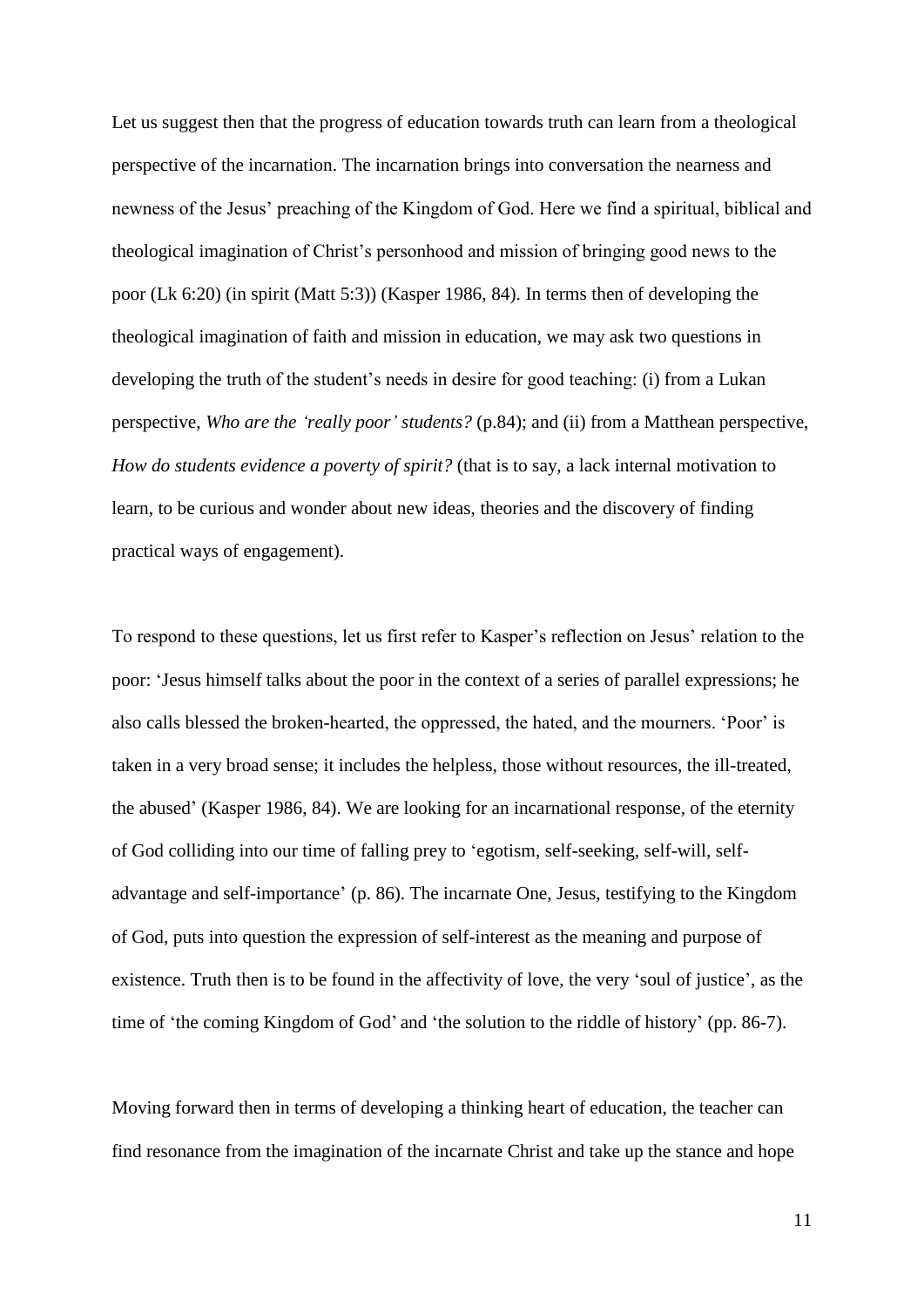Let us suggest then that the progress of education towards truth can learn from a theological perspective of the incarnation. The incarnation brings into conversation the nearness and newness of the Jesus' preaching of the Kingdom of God. Here we find a spiritual, biblical and theological imagination of Christ's personhood and mission of bringing good news to the poor (Lk 6:20) (in spirit (Matt 5:3)) (Kasper 1986, 84). In terms then of developing the theological imagination of faith and mission in education, we may ask two questions in developing the truth of the student's needs in desire for good teaching: (i) from a Lukan perspective, *Who are the 'really poor' students?* (p.84); and (ii) from a Matthean perspective, *How do students evidence a poverty of spirit?* (that is to say, a lack internal motivation to learn, to be curious and wonder about new ideas, theories and the discovery of finding practical ways of engagement).

To respond to these questions, let us first refer to Kasper's reflection on Jesus' relation to the poor: 'Jesus himself talks about the poor in the context of a series of parallel expressions; he also calls blessed the broken-hearted, the oppressed, the hated, and the mourners. 'Poor' is taken in a very broad sense; it includes the helpless, those without resources, the ill-treated, the abused' (Kasper 1986, 84). We are looking for an incarnational response, of the eternity of God colliding into our time of falling prey to 'egotism, self-seeking, self-will, self-advantage and self-importance' (p. 86). The incarnate One, Jesus, testifying to the Kingdom of God, puts into question the expression of self-interest as the meaning and purpose of existence. Truth then is to be found in the affectivity of love, the very 'soul of justice', as the time of 'the coming Kingdom of God' and 'the solution to the riddle of history' (pp. 86-7).

Moving forward then in terms of developing a thinking heart of education, the teacher can find resonance from the imagination of the incarnate Christ and take up the stance and hope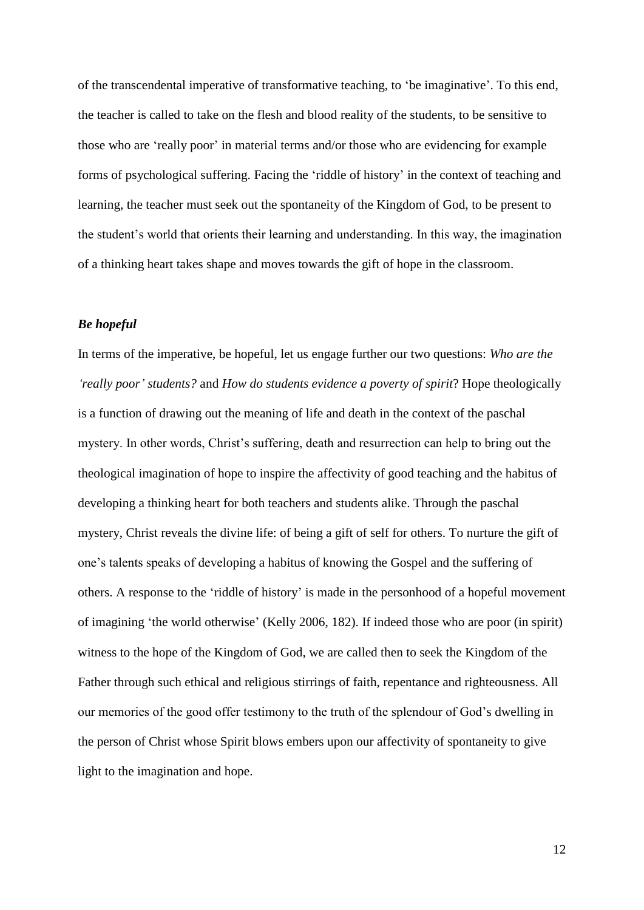of the transcendental imperative of transformative teaching, to 'be imaginative'. To this end, the teacher is called to take on the flesh and blood reality of the students, to be sensitive to those who are 'really poor' in material terms and/or those who are evidencing for example forms of psychological suffering. Facing the 'riddle of history' in the context of teaching and learning, the teacher must seek out the spontaneity of the Kingdom of God, to be present to the student's world that orients their learning and understanding. In this way, the imagination of a thinking heart takes shape and moves towards the gift of hope in the classroom.

***Be hopeful***

In terms of the imperative, be hopeful, let us engage further our two questions: *Who are the 'really poor' students?* and *How do students evidence a poverty of spirit*? Hope theologically is a function of drawing out the meaning of life and death in the context of the paschal mystery. In other words, Christ's suffering, death and resurrection can help to bring out the theological imagination of hope to inspire the affectivity of good teaching and the habitus of developing a thinking heart for both teachers and students alike. Through the paschal mystery, Christ reveals the divine life: of being a gift of self for others. To nurture the gift of one's talents speaks of developing a habitus of knowing the Gospel and the suffering of others. A response to the 'riddle of history' is made in the personhood of a hopeful movement of imagining 'the world otherwise' (Kelly 2006, 182). If indeed those who are poor (in spirit) witness to the hope of the Kingdom of God, we are called then to seek the Kingdom of the Father through such ethical and religious stirrings of faith, repentance and righteousness. All our memories of the good offer testimony to the truth of the splendour of God's dwelling in the person of Christ whose Spirit blows embers upon our affectivity of spontaneity to give light to the imagination and hope.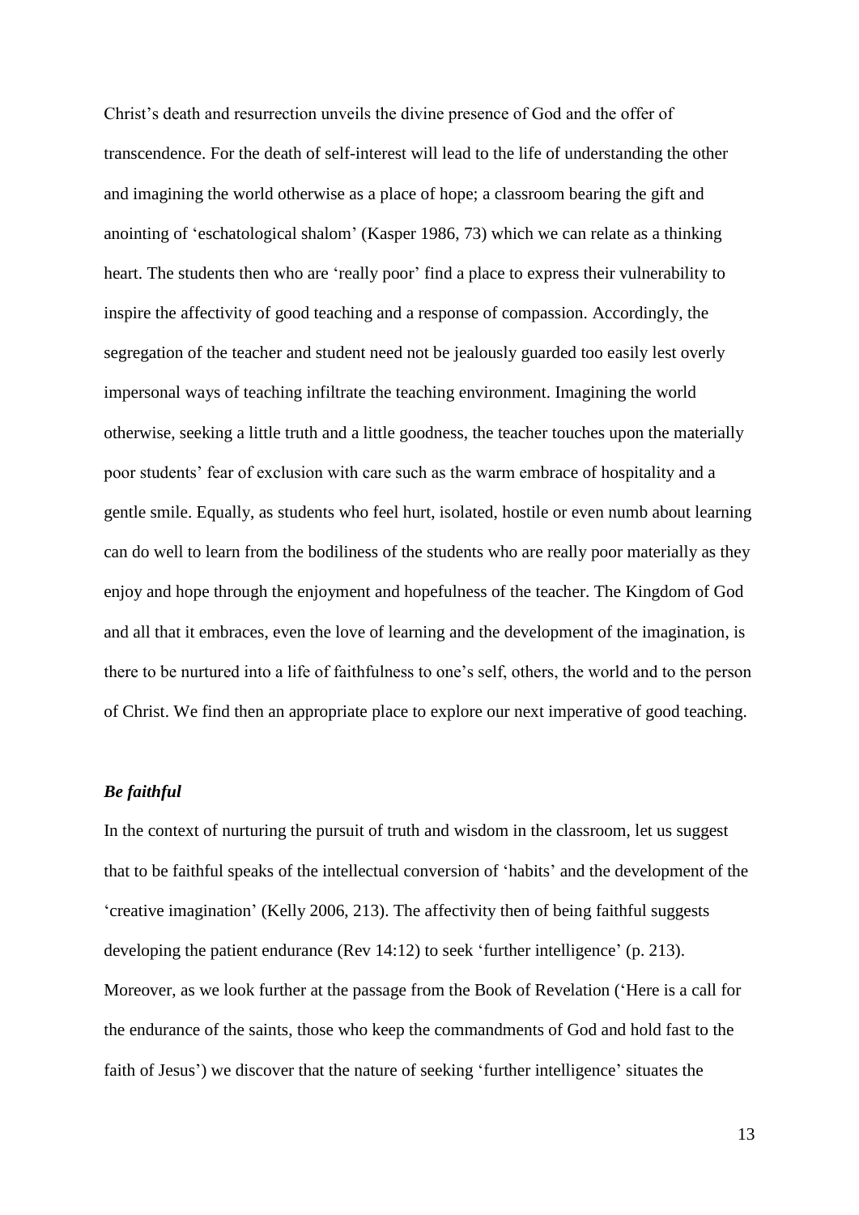Christ's death and resurrection unveils the divine presence of God and the offer of transcendence. For the death of self-interest will lead to the life of understanding the other and imagining the world otherwise as a place of hope; a classroom bearing the gift and anointing of 'eschatological shalom' (Kasper 1986, 73) which we can relate as a thinking heart. The students then who are 'really poor' find a place to express their vulnerability to inspire the affectivity of good teaching and a response of compassion. Accordingly, the segregation of the teacher and student need not be jealously guarded too easily lest overly impersonal ways of teaching infiltrate the teaching environment. Imagining the world otherwise, seeking a little truth and a little goodness, the teacher touches upon the materially poor students' fear of exclusion with care such as the warm embrace of hospitality and a gentle smile. Equally, as students who feel hurt, isolated, hostile or even numb about learning can do well to learn from the bodiliness of the students who are really poor materially as they enjoy and hope through the enjoyment and hopefulness of the teacher. The Kingdom of God and all that it embraces, even the love of learning and the development of the imagination, is there to be nurtured into a life of faithfulness to one's self, others, the world and to the person of Christ. We find then an appropriate place to explore our next imperative of good teaching.

### *Be faithful*

In the context of nurturing the pursuit of truth and wisdom in the classroom, let us suggest that to be faithful speaks of the intellectual conversion of 'habits' and the development of the 'creative imagination' (Kelly 2006, 213). The affectivity then of being faithful suggests developing the patient endurance (Rev 14:12) to seek 'further intelligence' (p. 213). Moreover, as we look further at the passage from the Book of Revelation ('Here is a call for the endurance of the saints, those who keep the commandments of God and hold fast to the faith of Jesus') we discover that the nature of seeking 'further intelligence' situates the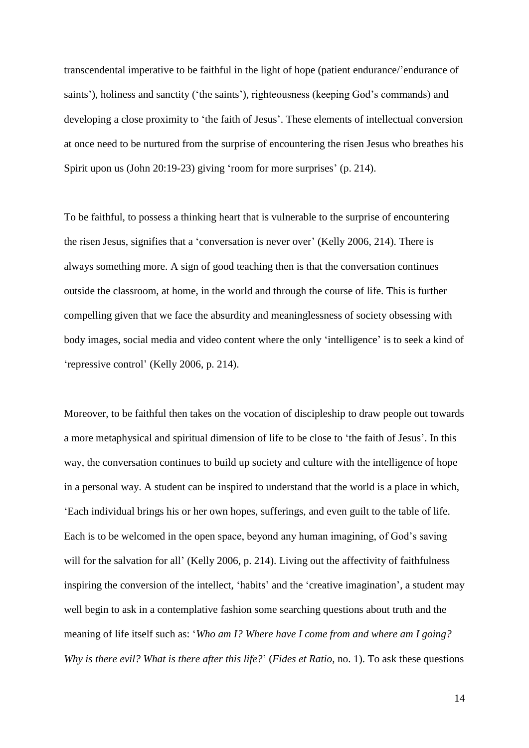transcendental imperative to be faithful in the light of hope (patient endurance/'endurance of saints'), holiness and sanctity ('the saints'), righteousness (keeping God's commands) and developing a close proximity to 'the faith of Jesus'. These elements of intellectual conversion at once need to be nurtured from the surprise of encountering the risen Jesus who breathes his Spirit upon us (John 20:19-23) giving 'room for more surprises' (p. 214).

To be faithful, to possess a thinking heart that is vulnerable to the surprise of encountering the risen Jesus, signifies that a 'conversation is never over' (Kelly 2006, 214). There is always something more. A sign of good teaching then is that the conversation continues outside the classroom, at home, in the world and through the course of life. This is further compelling given that we face the absurdity and meaninglessness of society obsessing with body images, social media and video content where the only 'intelligence' is to seek a kind of 'repressive control' (Kelly 2006, p. 214).

Moreover, to be faithful then takes on the vocation of discipleship to draw people out towards a more metaphysical and spiritual dimension of life to be close to 'the faith of Jesus'. In this way, the conversation continues to build up society and culture with the intelligence of hope in a personal way. A student can be inspired to understand that the world is a place in which, 'Each individual brings his or her own hopes, sufferings, and even guilt to the table of life. Each is to be welcomed in the open space, beyond any human imagining, of God's saving will for the salvation for all' (Kelly 2006, p. 214). Living out the affectivity of faithfulness inspiring the conversion of the intellect, 'habits' and the 'creative imagination', a student may well begin to ask in a contemplative fashion some searching questions about truth and the meaning of life itself such as: '*Who am I? Where have I come from and where am I going? Why is there evil? What is there after this life?*' (*Fides et Ratio*, no. 1). To ask these questions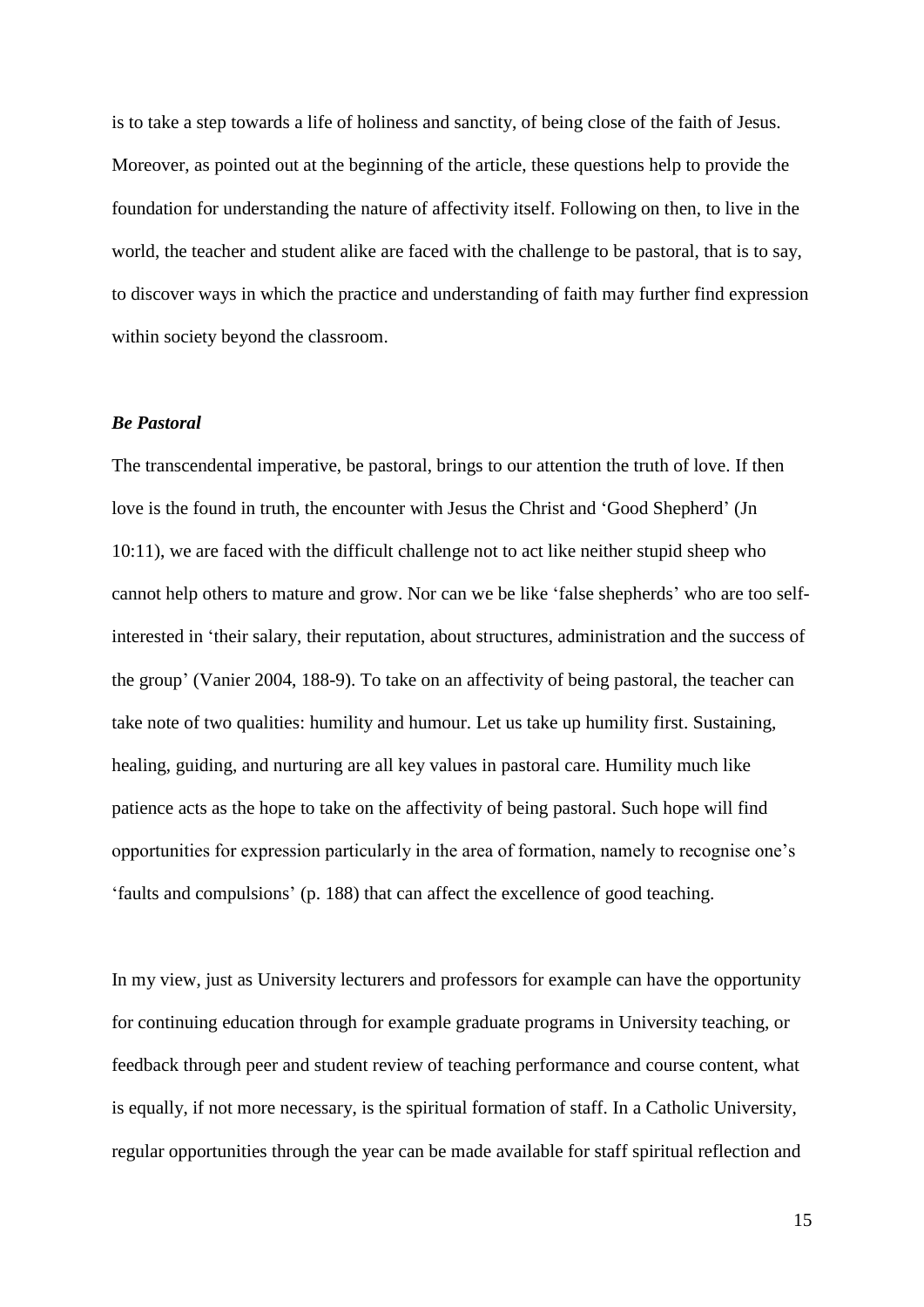is to take a step towards a life of holiness and sanctity, of being close of the faith of Jesus. Moreover, as pointed out at the beginning of the article, these questions help to provide the foundation for understanding the nature of affectivity itself. Following on then, to live in the world, the teacher and student alike are faced with the challenge to be pastoral, that is to say, to discover ways in which the practice and understanding of faith may further find expression within society beyond the classroom.

### *Be Pastoral*

The transcendental imperative, be pastoral, brings to our attention the truth of love. If then love is the found in truth, the encounter with Jesus the Christ and 'Good Shepherd' (Jn 10:11), we are faced with the difficult challenge not to act like neither stupid sheep who cannot help others to mature and grow. Nor can we be like 'false shepherds' who are too self-interested in 'their salary, their reputation, about structures, administration and the success of the group' (Vanier 2004, 188-9). To take on an affectivity of being pastoral, the teacher can take note of two qualities: humility and humour. Let us take up humility first. Sustaining, healing, guiding, and nurturing are all key values in pastoral care. Humility much like patience acts as the hope to take on the affectivity of being pastoral. Such hope will find opportunities for expression particularly in the area of formation, namely to recognise one's 'faults and compulsions' (p. 188) that can affect the excellence of good teaching.

In my view, just as University lecturers and professors for example can have the opportunity for continuing education through for example graduate programs in University teaching, or feedback through peer and student review of teaching performance and course content, what is equally, if not more necessary, is the spiritual formation of staff. In a Catholic University, regular opportunities through the year can be made available for staff spiritual reflection and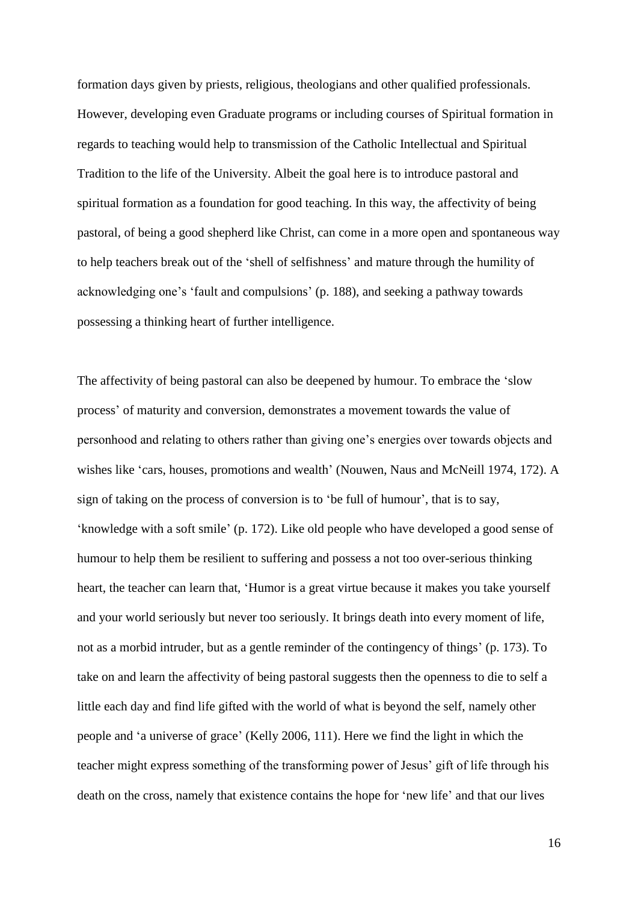formation days given by priests, religious, theologians and other qualified professionals. However, developing even Graduate programs or including courses of Spiritual formation in regards to teaching would help to transmission of the Catholic Intellectual and Spiritual Tradition to the life of the University. Albeit the goal here is to introduce pastoral and spiritual formation as a foundation for good teaching. In this way, the affectivity of being pastoral, of being a good shepherd like Christ, can come in a more open and spontaneous way to help teachers break out of the 'shell of selfishness' and mature through the humility of acknowledging one's 'fault and compulsions' (p. 188), and seeking a pathway towards possessing a thinking heart of further intelligence.

The affectivity of being pastoral can also be deepened by humour. To embrace the 'slow process' of maturity and conversion, demonstrates a movement towards the value of personhood and relating to others rather than giving one's energies over towards objects and wishes like 'cars, houses, promotions and wealth' (Nouwen, Naus and McNeill 1974, 172). A sign of taking on the process of conversion is to 'be full of humour', that is to say, 'knowledge with a soft smile' (p. 172). Like old people who have developed a good sense of humour to help them be resilient to suffering and possess a not too over-serious thinking heart, the teacher can learn that, 'Humor is a great virtue because it makes you take yourself and your world seriously but never too seriously. It brings death into every moment of life, not as a morbid intruder, but as a gentle reminder of the contingency of things' (p. 173). To take on and learn the affectivity of being pastoral suggests then the openness to die to self a little each day and find life gifted with the world of what is beyond the self, namely other people and 'a universe of grace' (Kelly 2006, 111). Here we find the light in which the teacher might express something of the transforming power of Jesus' gift of life through his death on the cross, namely that existence contains the hope for 'new life' and that our lives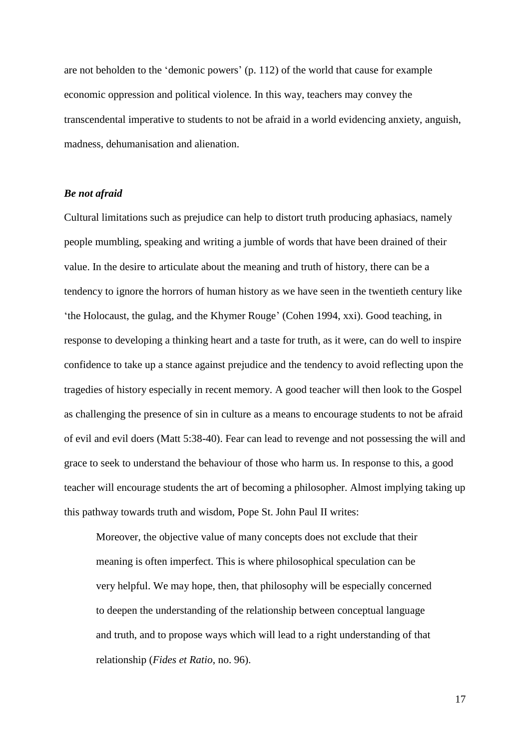are not beholden to the 'demonic powers' (p. 112) of the world that cause for example economic oppression and political violence. In this way, teachers may convey the transcendental imperative to students to not be afraid in a world evidencing anxiety, anguish, madness, dehumanisation and alienation.

### *Be not afraid*

Cultural limitations such as prejudice can help to distort truth producing aphasiacs, namely people mumbling, speaking and writing a jumble of words that have been drained of their value. In the desire to articulate about the meaning and truth of history, there can be a tendency to ignore the horrors of human history as we have seen in the twentieth century like 'the Holocaust, the gulag, and the Khymer Rouge' (Cohen 1994, xxi). Good teaching, in response to developing a thinking heart and a taste for truth, as it were, can do well to inspire confidence to take up a stance against prejudice and the tendency to avoid reflecting upon the tragedies of history especially in recent memory. A good teacher will then look to the Gospel as challenging the presence of sin in culture as a means to encourage students to not be afraid of evil and evil doers (Matt 5:38-40). Fear can lead to revenge and not possessing the will and grace to seek to understand the behaviour of those who harm us. In response to this, a good teacher will encourage students the art of becoming a philosopher. Almost implying taking up this pathway towards truth and wisdom, Pope St. John Paul II writes:

> Moreover, the objective value of many concepts does not exclude that their meaning is often imperfect. This is where philosophical speculation can be very helpful. We may hope, then, that philosophy will be especially concerned to deepen the understanding of the relationship between conceptual language and truth, and to propose ways which will lead to a right understanding of that relationship (*Fides et Ratio*, no. 96).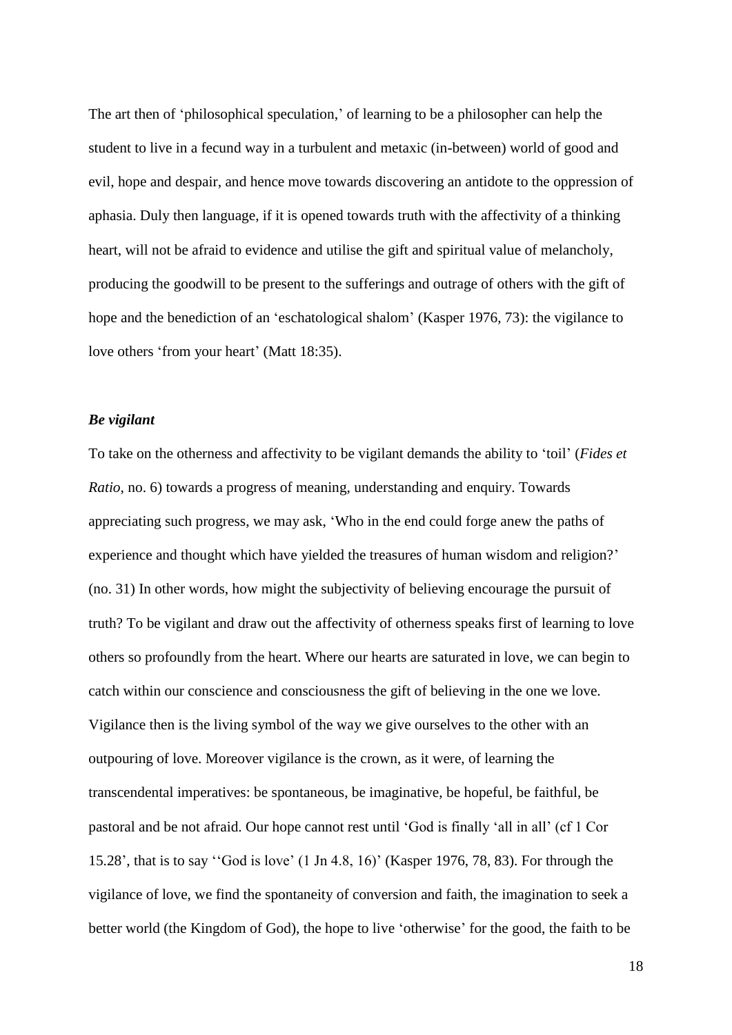The art then of ‘philosophical speculation,’ of learning to be a philosopher can help the student to live in a fecund way in a turbulent and metaxic (in-between) world of good and evil, hope and despair, and hence move towards discovering an antidote to the oppression of aphasia. Duly then language, if it is opened towards truth with the affectivity of a thinking heart, will not be afraid to evidence and utilise the gift and spiritual value of melancholy, producing the goodwill to be present to the sufferings and outrage of others with the gift of hope and the benediction of an ‘eschatological shalom’ (Kasper 1976, 73): the vigilance to love others ‘from your heart’ (Matt 18:35).

### ***Be vigilant***

To take on the otherness and affectivity to be vigilant demands the ability to ‘toil’ (*Fides et Ratio*, no. 6) towards a progress of meaning, understanding and enquiry. Towards appreciating such progress, we may ask, ‘Who in the end could forge anew the paths of experience and thought which have yielded the treasures of human wisdom and religion?’ (no. 31) In other words, how might the subjectivity of believing encourage the pursuit of truth? To be vigilant and draw out the affectivity of otherness speaks first of learning to love others so profoundly from the heart. Where our hearts are saturated in love, we can begin to catch within our conscience and consciousness the gift of believing in the one we love. Vigilance then is the living symbol of the way we give ourselves to the other with an outpouring of love. Moreover vigilance is the crown, as it were, of learning the transcendental imperatives: be spontaneous, be imaginative, be hopeful, be faithful, be pastoral and be not afraid. Our hope cannot rest until ‘God is finally ‘all in all’ (cf 1 Cor 15.28’, that is to say ‘‘God is love’ (1 Jn 4.8, 16)’ (Kasper 1976, 78, 83). For through the vigilance of love, we find the spontaneity of conversion and faith, the imagination to seek a better world (the Kingdom of God), the hope to live ‘otherwise’ for the good, the faith to be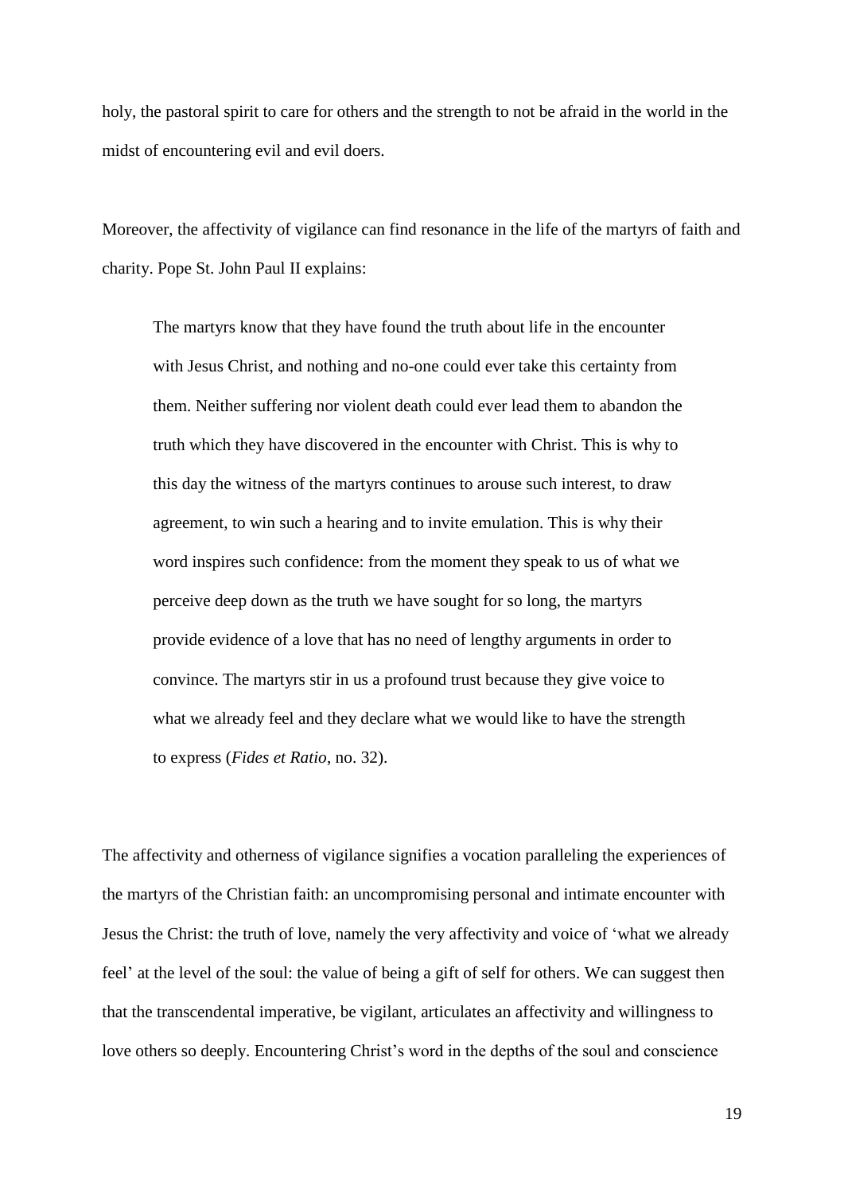holy, the pastoral spirit to care for others and the strength to not be afraid in the world in the midst of encountering evil and evil doers.

Moreover, the affectivity of vigilance can find resonance in the life of the martyrs of faith and charity. Pope St. John Paul II explains:

> The martyrs know that they have found the truth about life in the encounter with Jesus Christ, and nothing and no-one could ever take this certainty from them. Neither suffering nor violent death could ever lead them to abandon the truth which they have discovered in the encounter with Christ. This is why to this day the witness of the martyrs continues to arouse such interest, to draw agreement, to win such a hearing and to invite emulation. This is why their word inspires such confidence: from the moment they speak to us of what we perceive deep down as the truth we have sought for so long, the martyrs provide evidence of a love that has no need of lengthy arguments in order to convince. The martyrs stir in us a profound trust because they give voice to what we already feel and they declare what we would like to have the strength to express (*Fides et Ratio*, no. 32).

The affectivity and otherness of vigilance signifies a vocation paralleling the experiences of the martyrs of the Christian faith: an uncompromising personal and intimate encounter with Jesus the Christ: the truth of love, namely the very affectivity and voice of 'what we already feel' at the level of the soul: the value of being a gift of self for others. We can suggest then that the transcendental imperative, be vigilant, articulates an affectivity and willingness to love others so deeply. Encountering Christ's word in the depths of the soul and conscience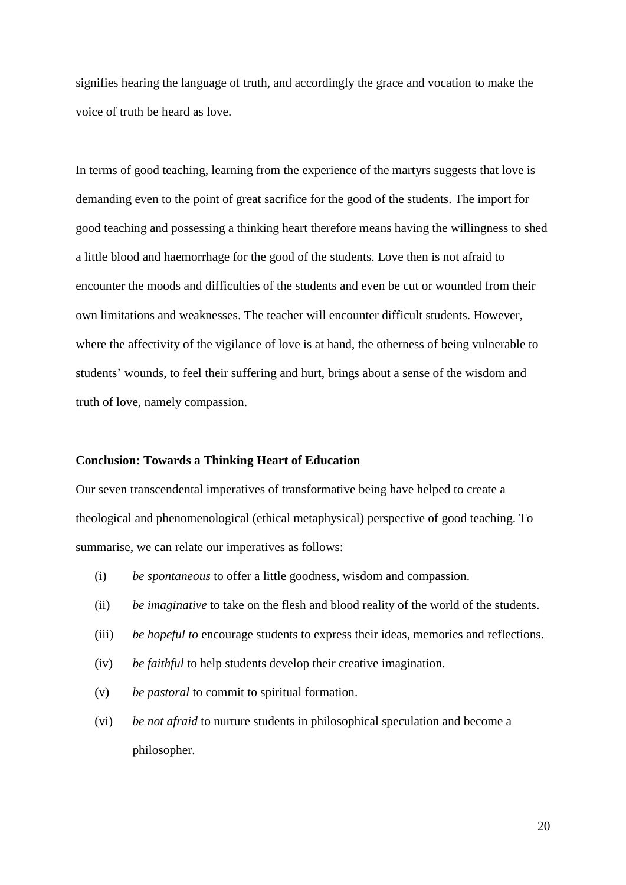signifies hearing the language of truth, and accordingly the grace and vocation to make the voice of truth be heard as love.

In terms of good teaching, learning from the experience of the martyrs suggests that love is demanding even to the point of great sacrifice for the good of the students. The import for good teaching and possessing a thinking heart therefore means having the willingness to shed a little blood and haemorrhage for the good of the students. Love then is not afraid to encounter the moods and difficulties of the students and even be cut or wounded from their own limitations and weaknesses. The teacher will encounter difficult students. However, where the affectivity of the vigilance of love is at hand, the otherness of being vulnerable to students' wounds, to feel their suffering and hurt, brings about a sense of the wisdom and truth of love, namely compassion.

**Conclusion: Towards a Thinking Heart of Education**

Our seven transcendental imperatives of transformative being have helped to create a theological and phenomenological (ethical metaphysical) perspective of good teaching. To summarise, we can relate our imperatives as follows:

(i) *be spontaneous* to offer a little goodness, wisdom and compassion.

(ii) *be imaginative* to take on the flesh and blood reality of the world of the students.

(iii) *be hopeful to* encourage students to express their ideas, memories and reflections.

(iv) *be faithful* to help students develop their creative imagination.

(v) *be pastoral* to commit to spiritual formation.

(vi) *be not afraid* to nurture students in philosophical speculation and become a philosopher.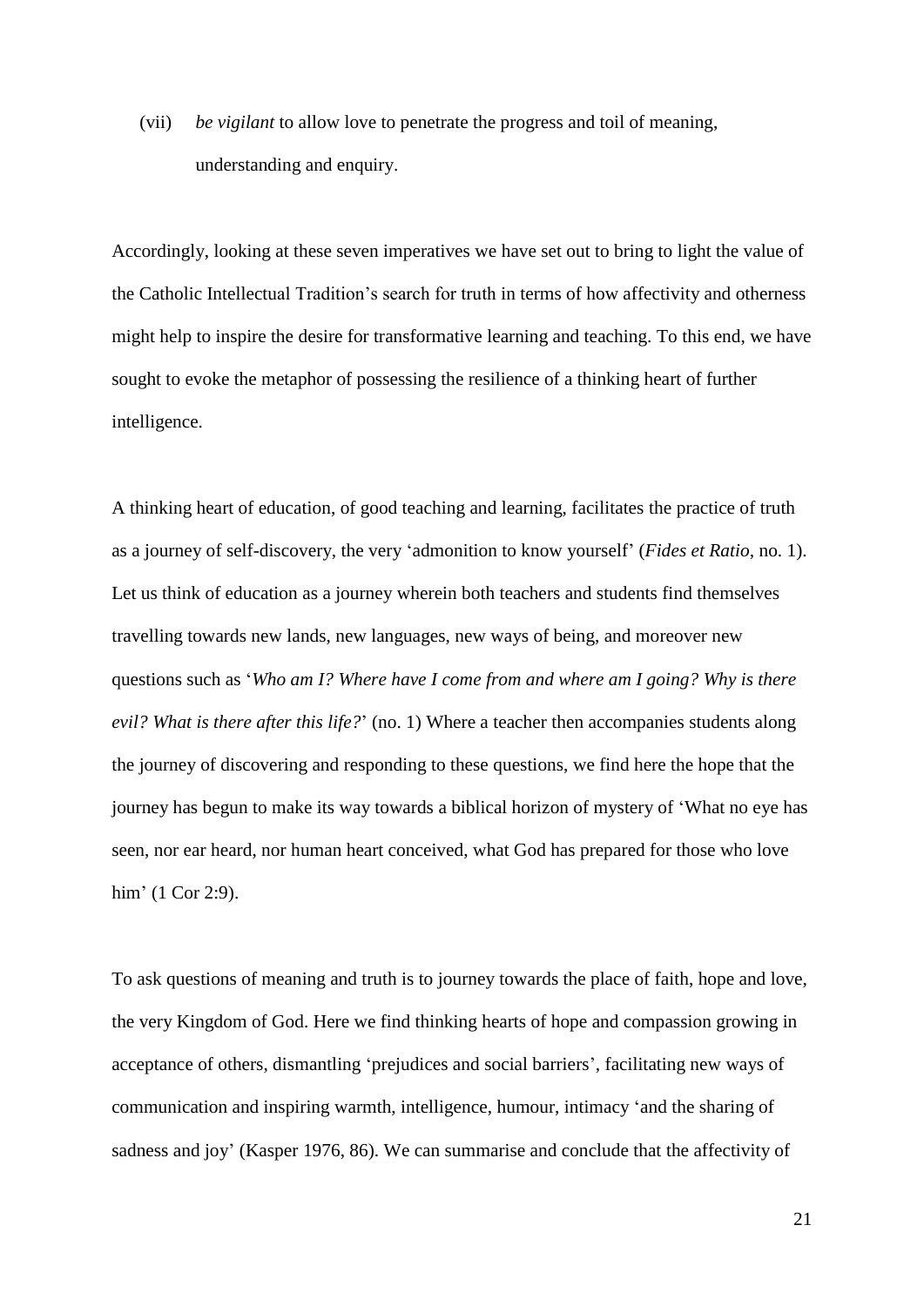(vii) *be vigilant* to allow love to penetrate the progress and toil of meaning, understanding and enquiry.

Accordingly, looking at these seven imperatives we have set out to bring to light the value of the Catholic Intellectual Tradition's search for truth in terms of how affectivity and otherness might help to inspire the desire for transformative learning and teaching. To this end, we have sought to evoke the metaphor of possessing the resilience of a thinking heart of further intelligence.

A thinking heart of education, of good teaching and learning, facilitates the practice of truth as a journey of self-discovery, the very 'admonition to know yourself' (*Fides et Ratio*, no. 1). Let us think of education as a journey wherein both teachers and students find themselves travelling towards new lands, new languages, new ways of being, and moreover new questions such as '*Who am I? Where have I come from and where am I going? Why is there evil? What is there after this life?*' (no. 1) Where a teacher then accompanies students along the journey of discovering and responding to these questions, we find here the hope that the journey has begun to make its way towards a biblical horizon of mystery of 'What no eye has seen, nor ear heard, nor human heart conceived, what God has prepared for those who love him' (1 Cor 2:9).

To ask questions of meaning and truth is to journey towards the place of faith, hope and love, the very Kingdom of God. Here we find thinking hearts of hope and compassion growing in acceptance of others, dismantling 'prejudices and social barriers', facilitating new ways of communication and inspiring warmth, intelligence, humour, intimacy 'and the sharing of sadness and joy' (Kasper 1976, 86). We can summarise and conclude that the affectivity of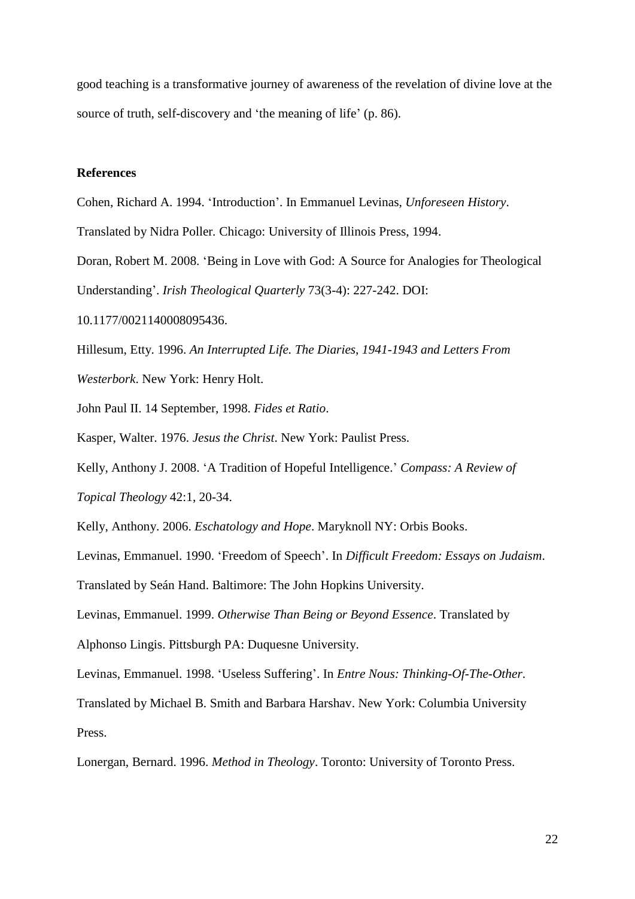good teaching is a transformative journey of awareness of the revelation of divine love at the source of truth, self-discovery and 'the meaning of life' (p. 86).

**References**

Cohen, Richard A. 1994. 'Introduction'. In Emmanuel Levinas, *Unforeseen History*. Translated by Nidra Poller. Chicago: University of Illinois Press, 1994.

Doran, Robert M. 2008. 'Being in Love with God: A Source for Analogies for Theological Understanding'. *Irish Theological Quarterly* 73(3-4): 227-242. DOI: 10.1177/0021140008095436.

Hillesum, Etty. 1996. *An Interrupted Life. The Diaries, 1941-1943 and Letters From Westerbork*. New York: Henry Holt.

John Paul II. 14 September, 1998. *Fides et Ratio*.

Kasper, Walter. 1976. *Jesus the Christ*. New York: Paulist Press.

Kelly, Anthony J. 2008. 'A Tradition of Hopeful Intelligence.' *Compass: A Review of Topical Theology* 42:1, 20-34.

Kelly, Anthony. 2006. *Eschatology and Hope*. Maryknoll NY: Orbis Books.

Levinas, Emmanuel. 1990. 'Freedom of Speech'. In *Difficult Freedom: Essays on Judaism*. Translated by Seán Hand. Baltimore: The John Hopkins University.

Levinas, Emmanuel. 1999. *Otherwise Than Being or Beyond Essence*. Translated by Alphonso Lingis. Pittsburgh PA: Duquesne University.

Levinas, Emmanuel. 1998. 'Useless Suffering'. In *Entre Nous: Thinking-Of-The-Other*. Translated by Michael B. Smith and Barbara Harshav. New York: Columbia University Press.

Lonergan, Bernard. 1996. *Method in Theology*. Toronto: University of Toronto Press.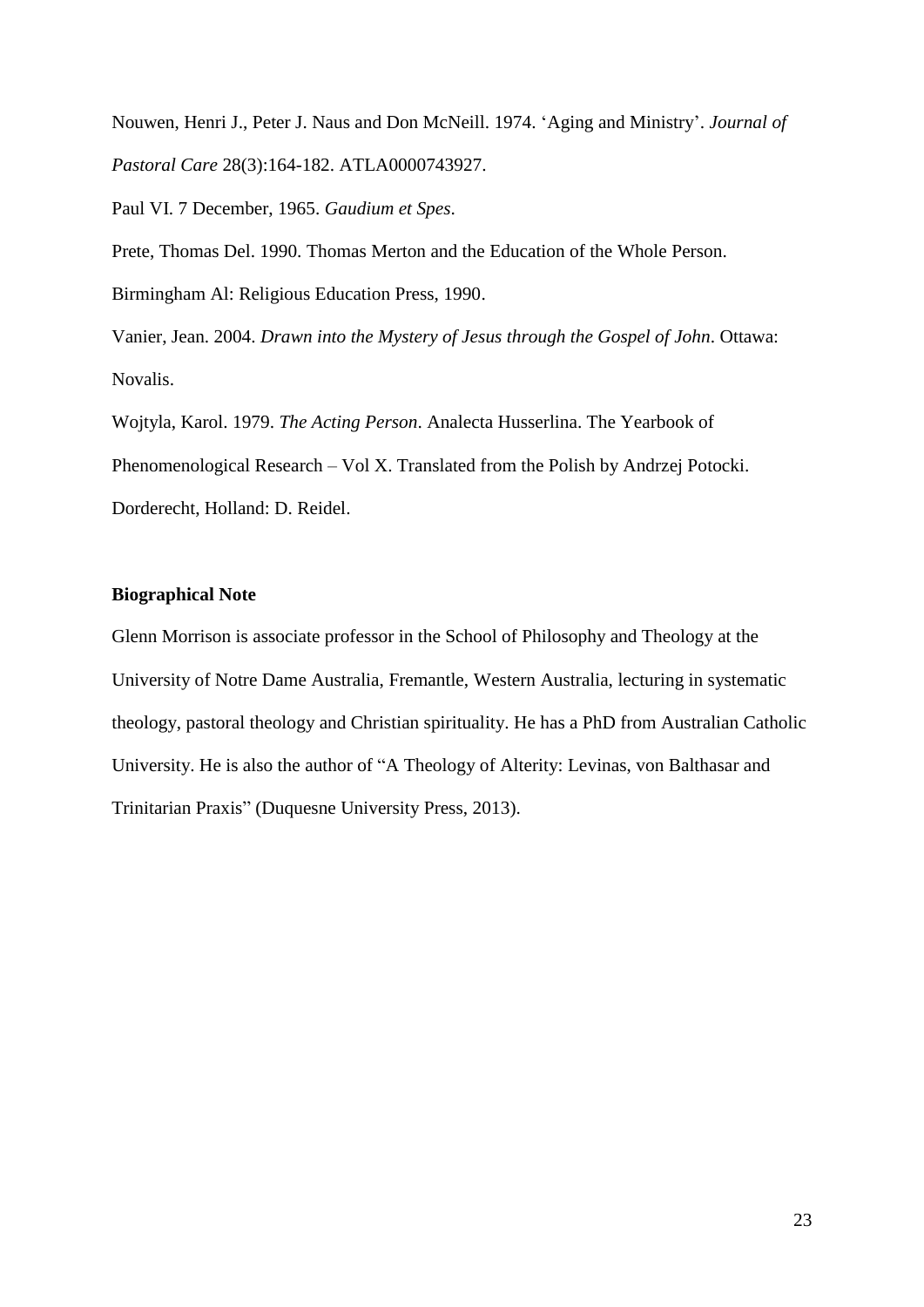Nouwen, Henri J., Peter J. Naus and Don McNeill. 1974. 'Aging and Ministry'. *Journal of Pastoral Care* 28(3):164-182. ATLA0000743927.

Paul VI. 7 December, 1965. *Gaudium et Spes*.

Prete, Thomas Del. 1990. Thomas Merton and the Education of the Whole Person. Birmingham Al: Religious Education Press, 1990.

Vanier, Jean. 2004. *Drawn into the Mystery of Jesus through the Gospel of John*. Ottawa: Novalis.

Wojtyla, Karol. 1979. *The Acting Person*. Analecta Husserlina. The Yearbook of Phenomenological Research – Vol X. Translated from the Polish by Andrzej Potocki. Dorderecht, Holland: D. Reidel.

**Biographical Note**

Glenn Morrison is associate professor in the School of Philosophy and Theology at the University of Notre Dame Australia, Fremantle, Western Australia, lecturing in systematic theology, pastoral theology and Christian spirituality. He has a PhD from Australian Catholic University. He is also the author of "A Theology of Alterity: Levinas, von Balthasar and Trinitarian Praxis" (Duquesne University Press, 2013).